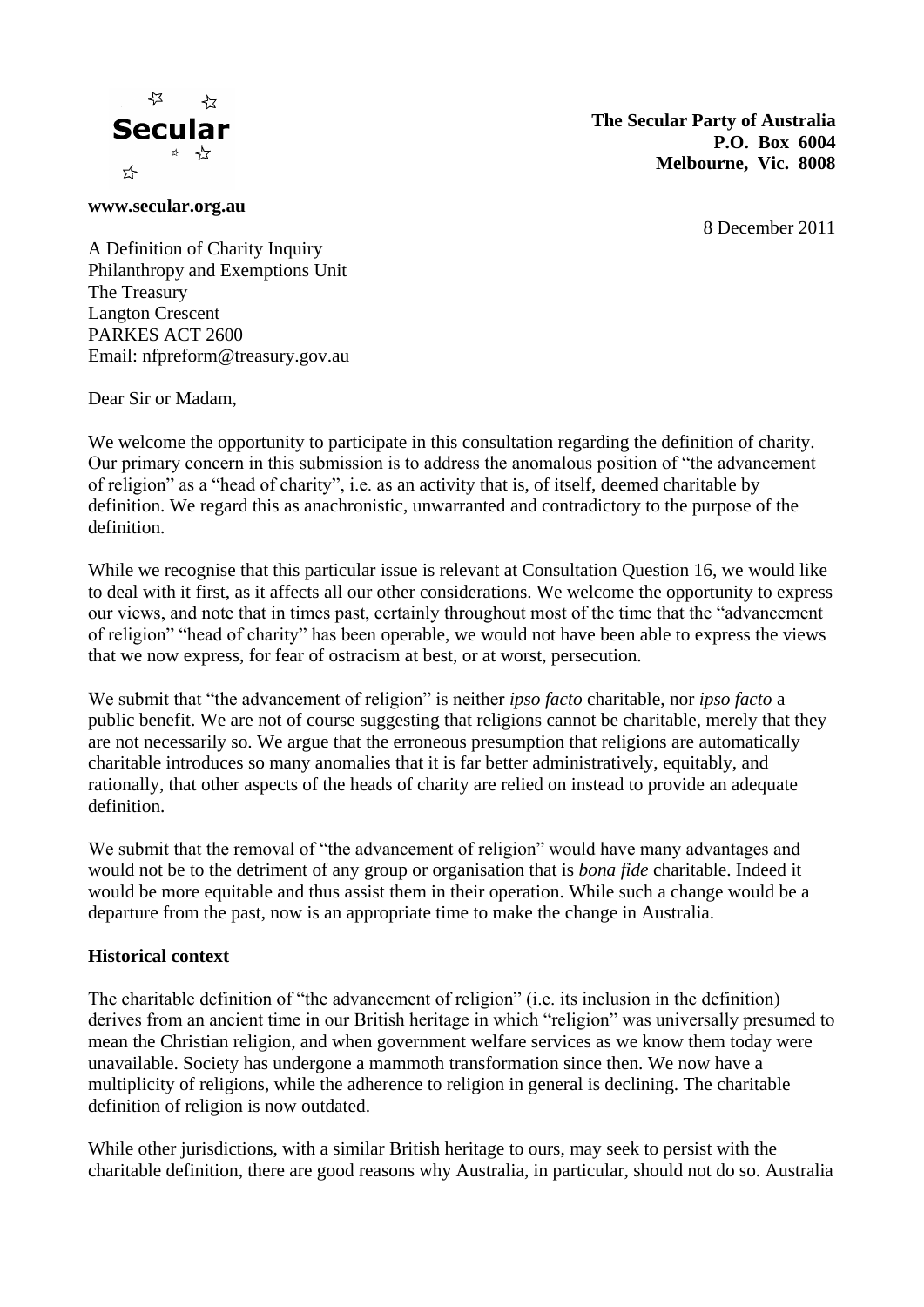**Secular**

**The Secular Party of Australia**
**P.O. Box 6004**
**Melbourne, Vic. 8008**

**www.secular.org.au**

8 December 2011

A Definition of Charity Inquiry
Philanthropy and Exemptions Unit
The Treasury
Langton Crescent
PARKES ACT 2600
Email: nfpreform@treasury.gov.au

Dear Sir or Madam,

We welcome the opportunity to participate in this consultation regarding the definition of charity. Our primary concern in this submission is to address the anomalous position of "the advancement of religion" as a "head of charity", i.e. as an activity that is, of itself, deemed charitable by definition. We regard this as anachronistic, unwarranted and contradictory to the purpose of the definition.

While we recognise that this particular issue is relevant at Consultation Question 16, we would like to deal with it first, as it affects all our other considerations. We welcome the opportunity to express our views, and note that in times past, certainly throughout most of the time that the "advancement of religion" "head of charity" has been operable, we would not have been able to express the views that we now express, for fear of ostracism at best, or at worst, persecution.

We submit that "the advancement of religion" is neither *ipso facto* charitable, nor *ipso facto* a public benefit. We are not of course suggesting that religions cannot be charitable, merely that they are not necessarily so. We argue that the erroneous presumption that religions are automatically charitable introduces so many anomalies that it is far better administratively, equitably, and rationally, that other aspects of the heads of charity are relied on instead to provide an adequate definition.

We submit that the removal of "the advancement of religion" would have many advantages and would not be to the detriment of any group or organisation that is *bona fide* charitable. Indeed it would be more equitable and thus assist them in their operation. While such a change would be a departure from the past, now is an appropriate time to make the change in Australia.

**Historical context**

The charitable definition of "the advancement of religion" (i.e. its inclusion in the definition) derives from an ancient time in our British heritage in which "religion" was universally presumed to mean the Christian religion, and when government welfare services as we know them today were unavailable. Society has undergone a mammoth transformation since then. We now have a multiplicity of religions, while the adherence to religion in general is declining. The charitable definition of religion is now outdated.

While other jurisdictions, with a similar British heritage to ours, may seek to persist with the charitable definition, there are good reasons why Australia, in particular, should not do so. Australia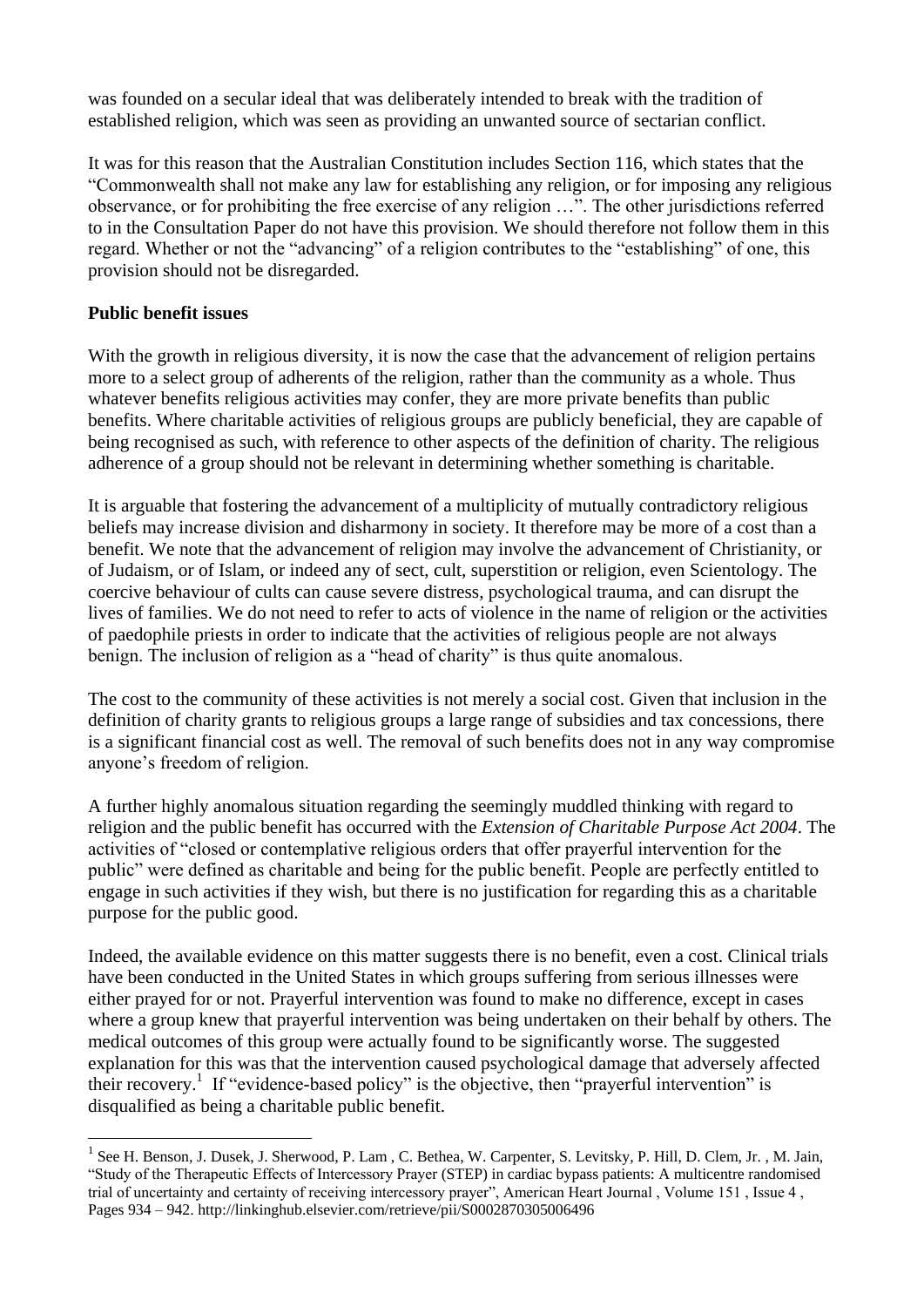was founded on a secular ideal that was deliberately intended to break with the tradition of established religion, which was seen as providing an unwanted source of sectarian conflict.

It was for this reason that the Australian Constitution includes Section 116, which states that the "Commonwealth shall not make any law for establishing any religion, or for imposing any religious observance, or for prohibiting the free exercise of any religion …". The other jurisdictions referred to in the Consultation Paper do not have this provision. We should therefore not follow them in this regard. Whether or not the "advancing" of a religion contributes to the "establishing" of one, this provision should not be disregarded.

**Public benefit issues**

With the growth in religious diversity, it is now the case that the advancement of religion pertains more to a select group of adherents of the religion, rather than the community as a whole. Thus whatever benefits religious activities may confer, they are more private benefits than public benefits. Where charitable activities of religious groups are publicly beneficial, they are capable of being recognised as such, with reference to other aspects of the definition of charity. The religious adherence of a group should not be relevant in determining whether something is charitable.

It is arguable that fostering the advancement of a multiplicity of mutually contradictory religious beliefs may increase division and disharmony in society. It therefore may be more of a cost than a benefit. We note that the advancement of religion may involve the advancement of Christianity, or of Judaism, or of Islam, or indeed any of sect, cult, superstition or religion, even Scientology. The coercive behaviour of cults can cause severe distress, psychological trauma, and can disrupt the lives of families. We do not need to refer to acts of violence in the name of religion or the activities of paedophile priests in order to indicate that the activities of religious people are not always benign. The inclusion of religion as a "head of charity" is thus quite anomalous.

The cost to the community of these activities is not merely a social cost. Given that inclusion in the definition of charity grants to religious groups a large range of subsidies and tax concessions, there is a significant financial cost as well. The removal of such benefits does not in any way compromise anyone's freedom of religion.

A further highly anomalous situation regarding the seemingly muddled thinking with regard to religion and the public benefit has occurred with the *Extension of Charitable Purpose Act 2004*. The activities of "closed or contemplative religious orders that offer prayerful intervention for the public" were defined as charitable and being for the public benefit. People are perfectly entitled to engage in such activities if they wish, but there is no justification for regarding this as a charitable purpose for the public good.

Indeed, the available evidence on this matter suggests there is no benefit, even a cost. Clinical trials have been conducted in the United States in which groups suffering from serious illnesses were either prayed for or not. Prayerful intervention was found to make no difference, except in cases where a group knew that prayerful intervention was being undertaken on their behalf by others. The medical outcomes of this group were actually found to be significantly worse. The suggested explanation for this was that the intervention caused psychological damage that adversely affected their recovery.[1] If "evidence-based policy" is the objective, then "prayerful intervention" is disqualified as being a charitable public benefit.

---

[1] See H. Benson, J. Dusek, J. Sherwood, P. Lam , C. Bethea, W. Carpenter, S. Levitsky, P. Hill, D. Clem, Jr. , M. Jain, "Study of the Therapeutic Effects of Intercessory Prayer (STEP) in cardiac bypass patients: A multicentre randomised trial of uncertainty and certainty of receiving intercessory prayer", American Heart Journal , Volume 151 , Issue 4 , Pages 934 – 942. http://linkinghub.elsevier.com/retrieve/pii/S0002870305006496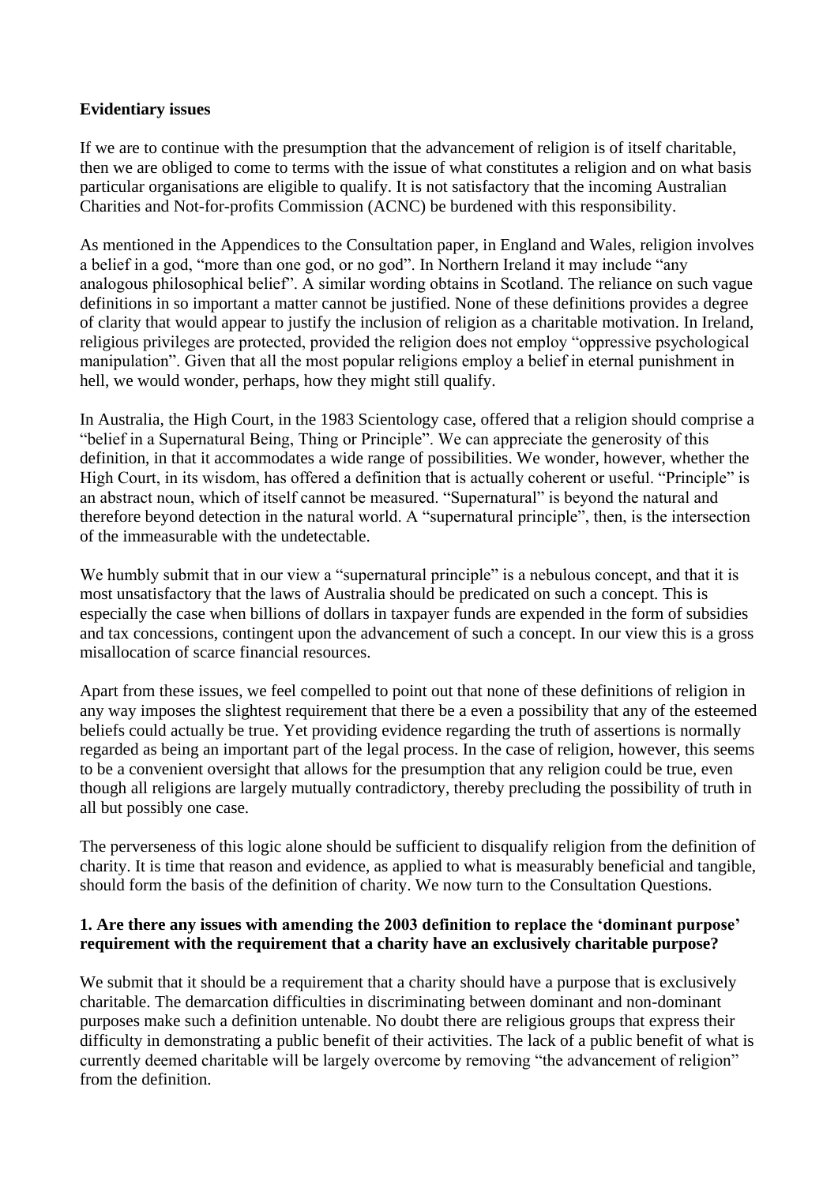**Evidentiary issues**

If we are to continue with the presumption that the advancement of religion is of itself charitable, then we are obliged to come to terms with the issue of what constitutes a religion and on what basis particular organisations are eligible to qualify. It is not satisfactory that the incoming Australian Charities and Not-for-profits Commission (ACNC) be burdened with this responsibility.

As mentioned in the Appendices to the Consultation paper, in England and Wales, religion involves a belief in a god, "more than one god, or no god". In Northern Ireland it may include "any analogous philosophical belief". A similar wording obtains in Scotland. The reliance on such vague definitions in so important a matter cannot be justified. None of these definitions provides a degree of clarity that would appear to justify the inclusion of religion as a charitable motivation. In Ireland, religious privileges are protected, provided the religion does not employ "oppressive psychological manipulation". Given that all the most popular religions employ a belief in eternal punishment in hell, we would wonder, perhaps, how they might still qualify.

In Australia, the High Court, in the 1983 Scientology case, offered that a religion should comprise a "belief in a Supernatural Being, Thing or Principle". We can appreciate the generosity of this definition, in that it accommodates a wide range of possibilities. We wonder, however, whether the High Court, in its wisdom, has offered a definition that is actually coherent or useful. "Principle" is an abstract noun, which of itself cannot be measured. "Supernatural" is beyond the natural and therefore beyond detection in the natural world. A "supernatural principle", then, is the intersection of the immeasurable with the undetectable.

We humbly submit that in our view a "supernatural principle" is a nebulous concept, and that it is most unsatisfactory that the laws of Australia should be predicated on such a concept. This is especially the case when billions of dollars in taxpayer funds are expended in the form of subsidies and tax concessions, contingent upon the advancement of such a concept. In our view this is a gross misallocation of scarce financial resources.

Apart from these issues, we feel compelled to point out that none of these definitions of religion in any way imposes the slightest requirement that there be a even a possibility that any of the esteemed beliefs could actually be true. Yet providing evidence regarding the truth of assertions is normally regarded as being an important part of the legal process. In the case of religion, however, this seems to be a convenient oversight that allows for the presumption that any religion could be true, even though all religions are largely mutually contradictory, thereby precluding the possibility of truth in all but possibly one case.

The perverseness of this logic alone should be sufficient to disqualify religion from the definition of charity. It is time that reason and evidence, as applied to what is measurably beneficial and tangible, should form the basis of the definition of charity. We now turn to the Consultation Questions.

**1. Are there any issues with amending the 2003 definition to replace the 'dominant purpose' requirement with the requirement that a charity have an exclusively charitable purpose?**

We submit that it should be a requirement that a charity should have a purpose that is exclusively charitable. The demarcation difficulties in discriminating between dominant and non-dominant purposes make such a definition untenable. No doubt there are religious groups that express their difficulty in demonstrating a public benefit of their activities. The lack of a public benefit of what is currently deemed charitable will be largely overcome by removing "the advancement of religion" from the definition.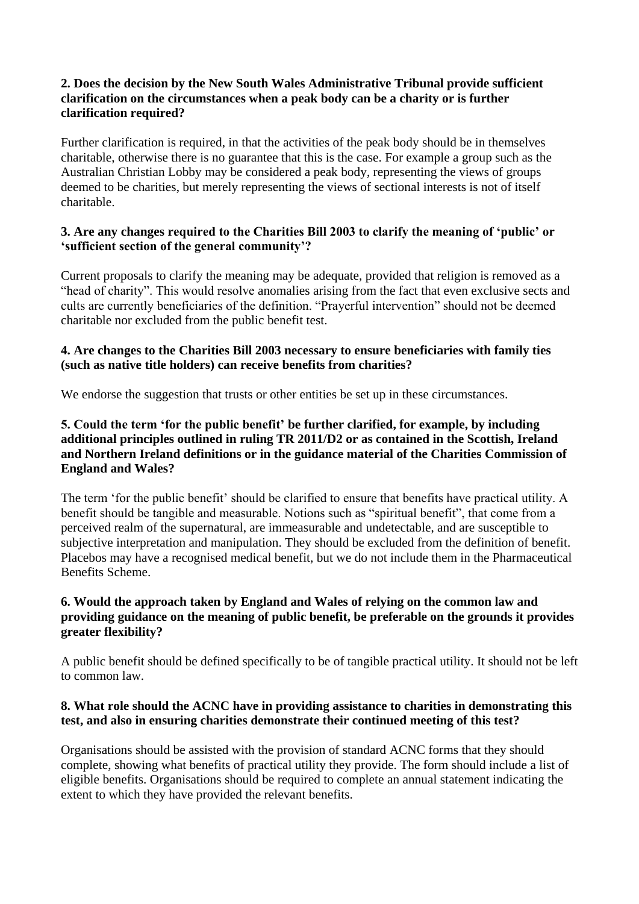**2. Does the decision by the New South Wales Administrative Tribunal provide sufficient clarification on the circumstances when a peak body can be a charity or is further clarification required?**

Further clarification is required, in that the activities of the peak body should be in themselves charitable, otherwise there is no guarantee that this is the case. For example a group such as the Australian Christian Lobby may be considered a peak body, representing the views of groups deemed to be charities, but merely representing the views of sectional interests is not of itself charitable.

**3. Are any changes required to the Charities Bill 2003 to clarify the meaning of 'public' or 'sufficient section of the general community'?**

Current proposals to clarify the meaning may be adequate, provided that religion is removed as a "head of charity". This would resolve anomalies arising from the fact that even exclusive sects and cults are currently beneficiaries of the definition. "Prayerful intervention" should not be deemed charitable nor excluded from the public benefit test.

**4. Are changes to the Charities Bill 2003 necessary to ensure beneficiaries with family ties (such as native title holders) can receive benefits from charities?**

We endorse the suggestion that trusts or other entities be set up in these circumstances.

**5. Could the term 'for the public benefit' be further clarified, for example, by including additional principles outlined in ruling TR 2011/D2 or as contained in the Scottish, Ireland and Northern Ireland definitions or in the guidance material of the Charities Commission of England and Wales?**

The term 'for the public benefit' should be clarified to ensure that benefits have practical utility. A benefit should be tangible and measurable. Notions such as "spiritual benefit", that come from a perceived realm of the supernatural, are immeasurable and undetectable, and are susceptible to subjective interpretation and manipulation. They should be excluded from the definition of benefit. Placebos may have a recognised medical benefit, but we do not include them in the Pharmaceutical Benefits Scheme.

**6. Would the approach taken by England and Wales of relying on the common law and providing guidance on the meaning of public benefit, be preferable on the grounds it provides greater flexibility?**

A public benefit should be defined specifically to be of tangible practical utility. It should not be left to common law.

**8. What role should the ACNC have in providing assistance to charities in demonstrating this test, and also in ensuring charities demonstrate their continued meeting of this test?**

Organisations should be assisted with the provision of standard ACNC forms that they should complete, showing what benefits of practical utility they provide. The form should include a list of eligible benefits. Organisations should be required to complete an annual statement indicating the extent to which they have provided the relevant benefits.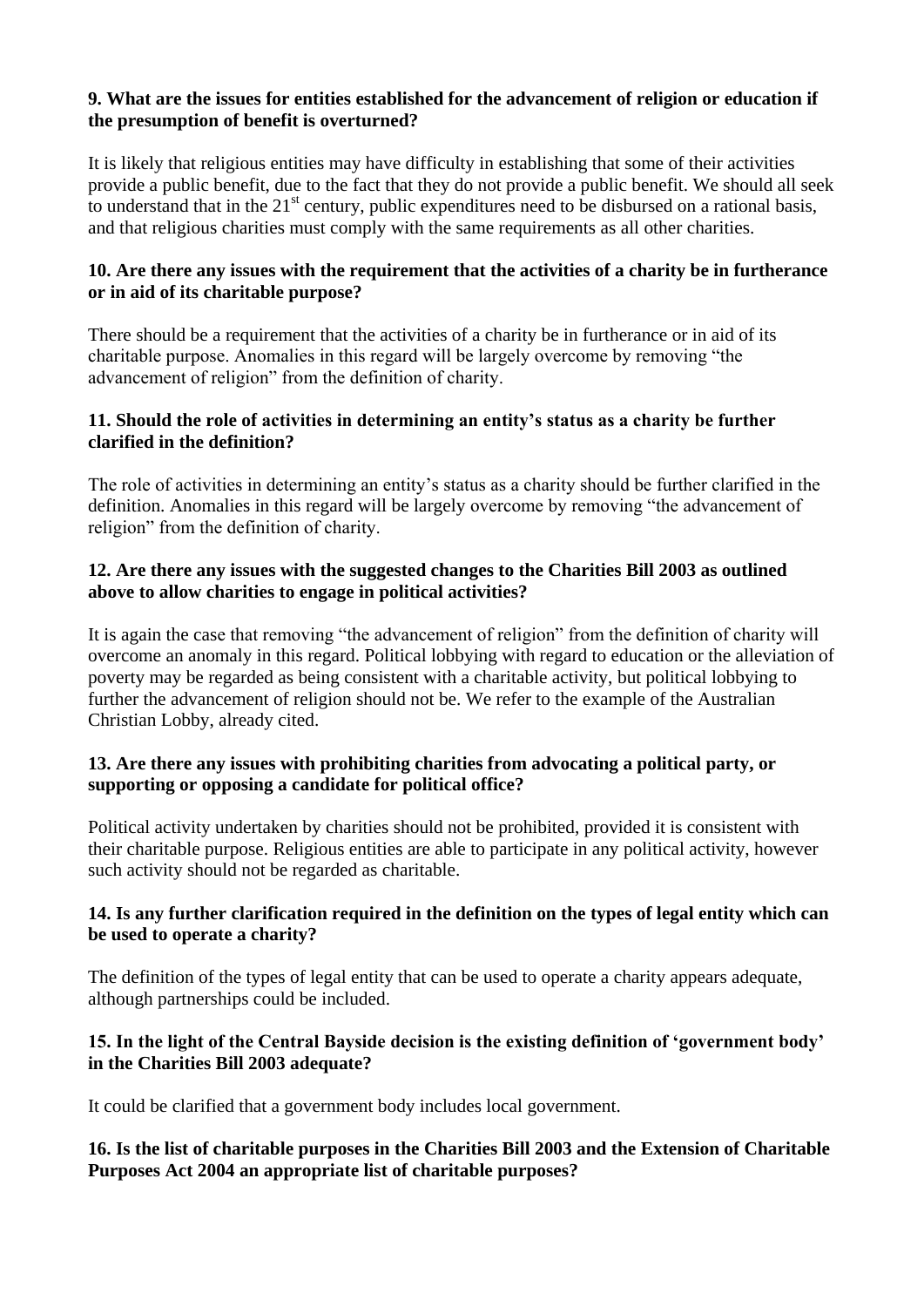**9. What are the issues for entities established for the advancement of religion or education if the presumption of benefit is overturned?**

It is likely that religious entities may have difficulty in establishing that some of their activities provide a public benefit, due to the fact that they do not provide a public benefit. We should all seek to understand that in the 21st century, public expenditures need to be disbursed on a rational basis, and that religious charities must comply with the same requirements as all other charities.

**10. Are there any issues with the requirement that the activities of a charity be in furtherance or in aid of its charitable purpose?**

There should be a requirement that the activities of a charity be in furtherance or in aid of its charitable purpose. Anomalies in this regard will be largely overcome by removing "the advancement of religion" from the definition of charity.

**11. Should the role of activities in determining an entity's status as a charity be further clarified in the definition?**

The role of activities in determining an entity's status as a charity should be further clarified in the definition. Anomalies in this regard will be largely overcome by removing "the advancement of religion" from the definition of charity.

**12. Are there any issues with the suggested changes to the Charities Bill 2003 as outlined above to allow charities to engage in political activities?**

It is again the case that removing "the advancement of religion" from the definition of charity will overcome an anomaly in this regard. Political lobbying with regard to education or the alleviation of poverty may be regarded as being consistent with a charitable activity, but political lobbying to further the advancement of religion should not be. We refer to the example of the Australian Christian Lobby, already cited.

**13. Are there any issues with prohibiting charities from advocating a political party, or supporting or opposing a candidate for political office?**

Political activity undertaken by charities should not be prohibited, provided it is consistent with their charitable purpose. Religious entities are able to participate in any political activity, however such activity should not be regarded as charitable.

**14. Is any further clarification required in the definition on the types of legal entity which can be used to operate a charity?**

The definition of the types of legal entity that can be used to operate a charity appears adequate, although partnerships could be included.

**15. In the light of the Central Bayside decision is the existing definition of 'government body' in the Charities Bill 2003 adequate?**

It could be clarified that a government body includes local government.

**16. Is the list of charitable purposes in the Charities Bill 2003 and the Extension of Charitable Purposes Act 2004 an appropriate list of charitable purposes?**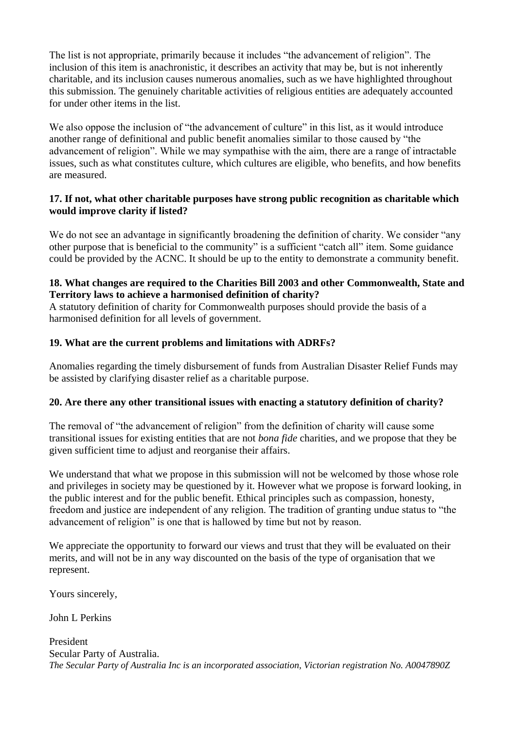The list is not appropriate, primarily because it includes “the advancement of religion”. The inclusion of this item is anachronistic, it describes an activity that may be, but is not inherently charitable, and its inclusion causes numerous anomalies, such as we have highlighted throughout this submission. The genuinely charitable activities of religious entities are adequately accounted for under other items in the list.

We also oppose the inclusion of “the advancement of culture” in this list, as it would introduce another range of definitional and public benefit anomalies similar to those caused by “the advancement of religion”. While we may sympathise with the aim, there are a range of intractable issues, such as what constitutes culture, which cultures are eligible, who benefits, and how benefits are measured.

**17. If not, what other charitable purposes have strong public recognition as charitable which would improve clarity if listed?**

We do not see an advantage in significantly broadening the definition of charity. We consider “any other purpose that is beneficial to the community” is a sufficient “catch all” item. Some guidance could be provided by the ACNC. It should be up to the entity to demonstrate a community benefit.

**18. What changes are required to the Charities Bill 2003 and other Commonwealth, State and Territory laws to achieve a harmonised definition of charity?**

A statutory definition of charity for Commonwealth purposes should provide the basis of a harmonised definition for all levels of government.

**19. What are the current problems and limitations with ADRFs?**

Anomalies regarding the timely disbursement of funds from Australian Disaster Relief Funds may be assisted by clarifying disaster relief as a charitable purpose.

**20. Are there any other transitional issues with enacting a statutory definition of charity?**

The removal of “the advancement of religion” from the definition of charity will cause some transitional issues for existing entities that are not *bona fide* charities, and we propose that they be given sufficient time to adjust and reorganise their affairs.

We understand that what we propose in this submission will not be welcomed by those whose role and privileges in society may be questioned by it. However what we propose is forward looking, in the public interest and for the public benefit. Ethical principles such as compassion, honesty, freedom and justice are independent of any religion. The tradition of granting undue status to “the advancement of religion” is one that is hallowed by time but not by reason.

We appreciate the opportunity to forward our views and trust that they will be evaluated on their merits, and will not be in any way discounted on the basis of the type of organisation that we represent.

Yours sincerely,

John L Perkins

President
Secular Party of Australia.
*The Secular Party of Australia Inc is an incorporated association, Victorian registration No. A0047890Z*